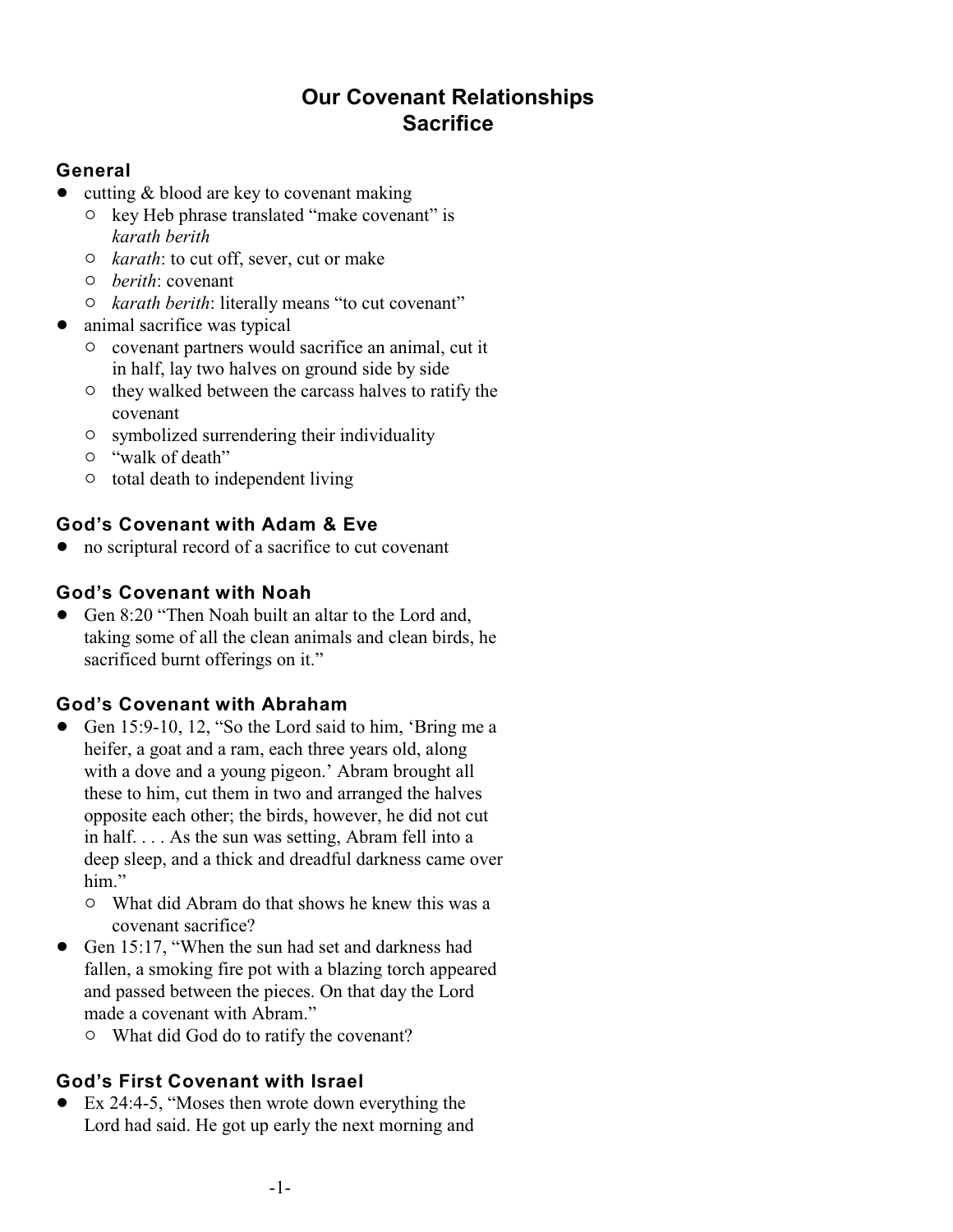# Our Covenant Relationships
# Sacrifice

### General

- cutting & blood are key to covenant making
  - key Heb phrase translated "make covenant" is *karath berith*
  - *karath*: to cut off, sever, cut or make
  - *berith*: covenant
  - *karath berith*: literally means "to cut covenant"
- animal sacrifice was typical
  - covenant partners would sacrifice an animal, cut it in half, lay two halves on ground side by side
  - they walked between the carcass halves to ratify the covenant
  - symbolized surrendering their individuality
  - "walk of death"
  - total death to independent living

### God's Covenant with Adam & Eve

- no scriptural record of a sacrifice to cut covenant

### God's Covenant with Noah

- Gen 8:20 "Then Noah built an altar to the Lord and, taking some of all the clean animals and clean birds, he sacrificed burnt offerings on it."

### God's Covenant with Abraham

- Gen 15:9-10, 12, "So the Lord said to him, 'Bring me a heifer, a goat and a ram, each three years old, along with a dove and a young pigeon.' Abram brought all these to him, cut them in two and arranged the halves opposite each other; the birds, however, he did not cut in half. . . . As the sun was setting, Abram fell into a deep sleep, and a thick and dreadful darkness came over him."
  - What did Abram do that shows he knew this was a covenant sacrifice?
- Gen 15:17, "When the sun had set and darkness had fallen, a smoking fire pot with a blazing torch appeared and passed between the pieces. On that day the Lord made a covenant with Abram."
  - What did God do to ratify the covenant?

### God's First Covenant with Israel

- Ex 24:4-5, "Moses then wrote down everything the Lord had said. He got up early the next morning and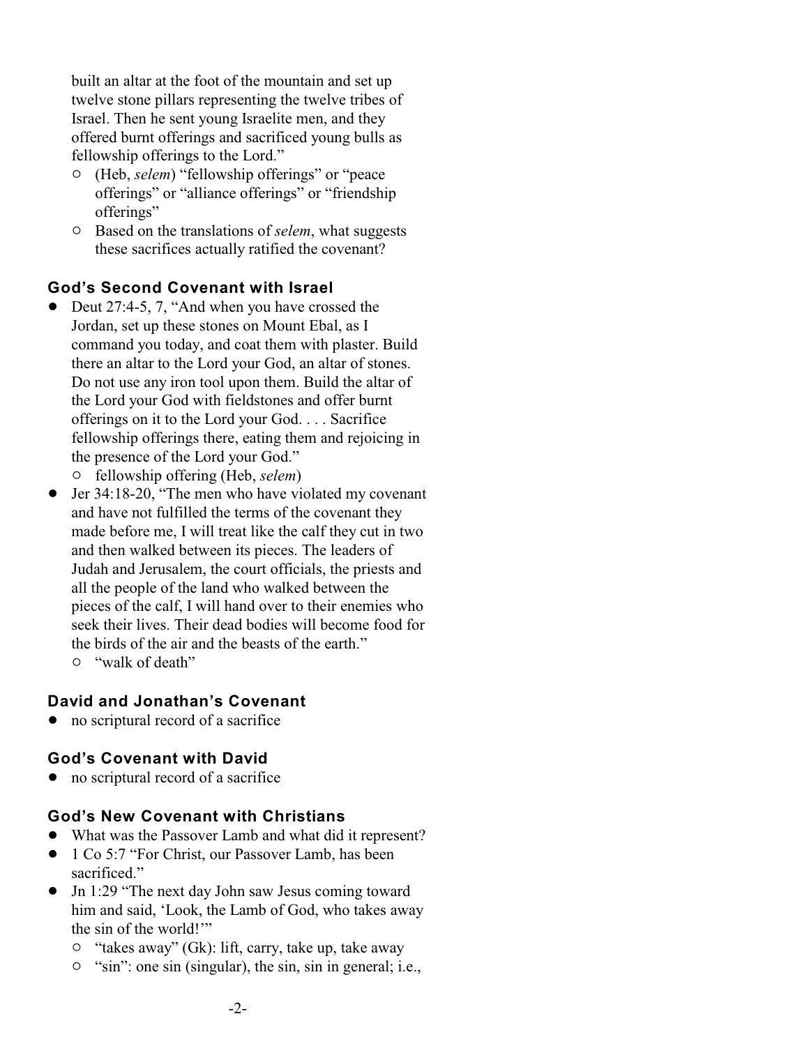built an altar at the foot of the mountain and set up twelve stone pillars representing the twelve tribes of Israel. Then he sent young Israelite men, and they offered burnt offerings and sacrificed young bulls as fellowship offerings to the Lord."

- (Heb, *selem*) "fellowship offerings" or "peace offerings" or "alliance offerings" or "friendship offerings"
- Based on the translations of *selem*, what suggests these sacrifices actually ratified the covenant?

## God's Second Covenant with Israel

- Deut 27:4-5, 7, "And when you have crossed the Jordan, set up these stones on Mount Ebal, as I command you today, and coat them with plaster. Build there an altar to the Lord your God, an altar of stones. Do not use any iron tool upon them. Build the altar of the Lord your God with fieldstones and offer burnt offerings on it to the Lord your God. . . . Sacrifice fellowship offerings there, eating them and rejoicing in the presence of the Lord your God."
  - fellowship offering (Heb, *selem*)
- Jer 34:18-20, "The men who have violated my covenant and have not fulfilled the terms of the covenant they made before me, I will treat like the calf they cut in two and then walked between its pieces. The leaders of Judah and Jerusalem, the court officials, the priests and all the people of the land who walked between the pieces of the calf, I will hand over to their enemies who seek their lives. Their dead bodies will become food for the birds of the air and the beasts of the earth."
  - "walk of death"

## David and Jonathan's Covenant

- no scriptural record of a sacrifice

## God's Covenant with David

- no scriptural record of a sacrifice

## God's New Covenant with Christians

- What was the Passover Lamb and what did it represent?
- 1 Co 5:7 "For Christ, our Passover Lamb, has been sacrificed."
- Jn 1:29 "The next day John saw Jesus coming toward him and said, 'Look, the Lamb of God, who takes away the sin of the world!'"
  - "takes away" (Gk): lift, carry, take up, take away
  - "sin": one sin (singular), the sin, sin in general; i.e.,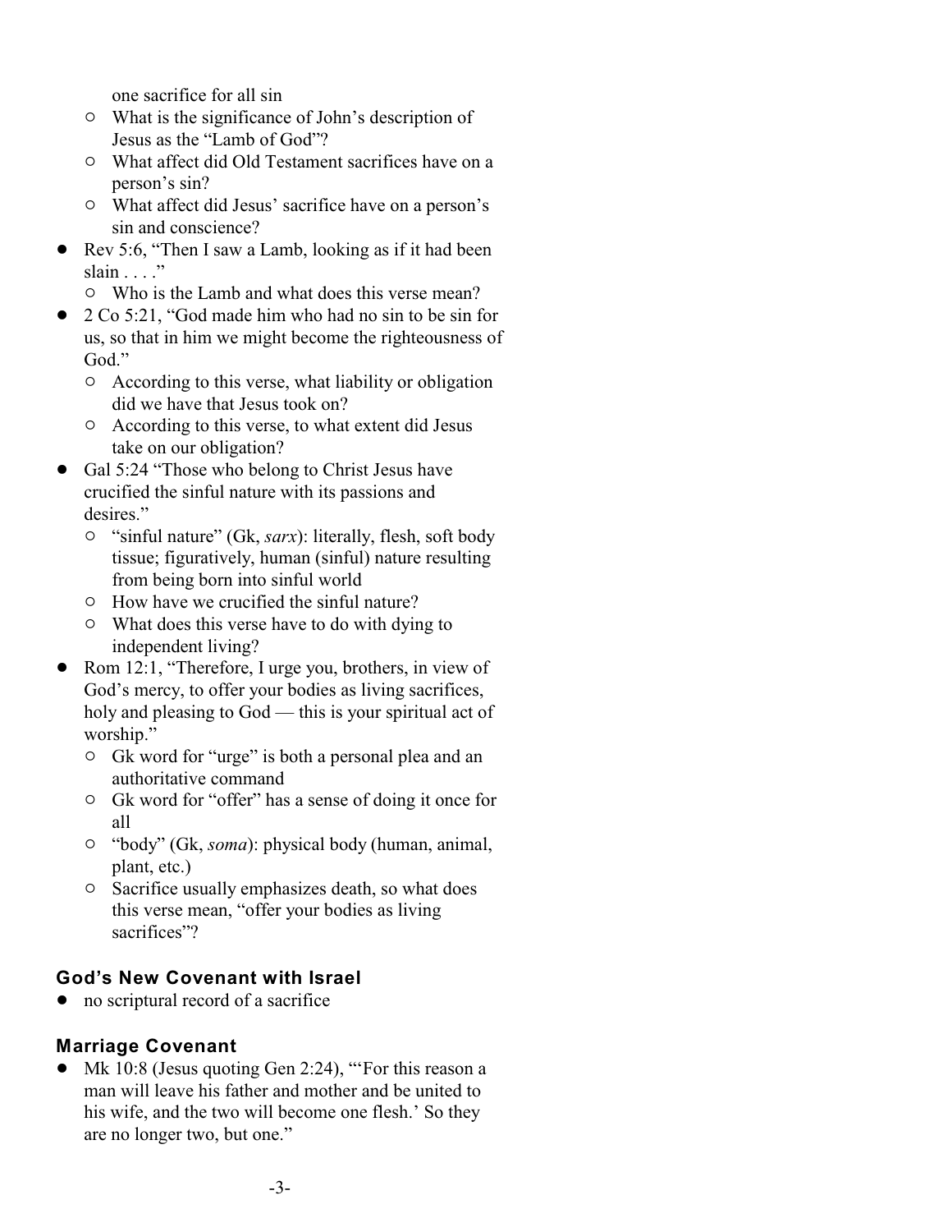one sacrifice for all sin

  - What is the significance of John's description of Jesus as the "Lamb of God"?
  - What affect did Old Testament sacrifices have on a person's sin?
  - What affect did Jesus' sacrifice have on a person's sin and conscience?
- Rev 5:6, "Then I saw a Lamb, looking as if it had been slain . . . ."
  - Who is the Lamb and what does this verse mean?
- 2 Co 5:21, "God made him who had no sin to be sin for us, so that in him we might become the righteousness of God."
  - According to this verse, what liability or obligation did we have that Jesus took on?
  - According to this verse, to what extent did Jesus take on our obligation?
- Gal 5:24 "Those who belong to Christ Jesus have crucified the sinful nature with its passions and desires."
  - "sinful nature" (Gk, *sarx*): literally, flesh, soft body tissue; figuratively, human (sinful) nature resulting from being born into sinful world
  - How have we crucified the sinful nature?
  - What does this verse have to do with dying to independent living?
- Rom 12:1, "Therefore, I urge you, brothers, in view of God's mercy, to offer your bodies as living sacrifices, holy and pleasing to God — this is your spiritual act of worship."
  - Gk word for "urge" is both a personal plea and an authoritative command
  - Gk word for "offer" has a sense of doing it once for all
  - "body" (Gk, *soma*): physical body (human, animal, plant, etc.)
  - Sacrifice usually emphasizes death, so what does this verse mean, "offer your bodies as living sacrifices"?

### God's New Covenant with Israel

- no scriptural record of a sacrifice

### Marriage Covenant

- Mk 10:8 (Jesus quoting Gen 2:24), "'For this reason a man will leave his father and mother and be united to his wife, and the two will become one flesh.' So they are no longer two, but one."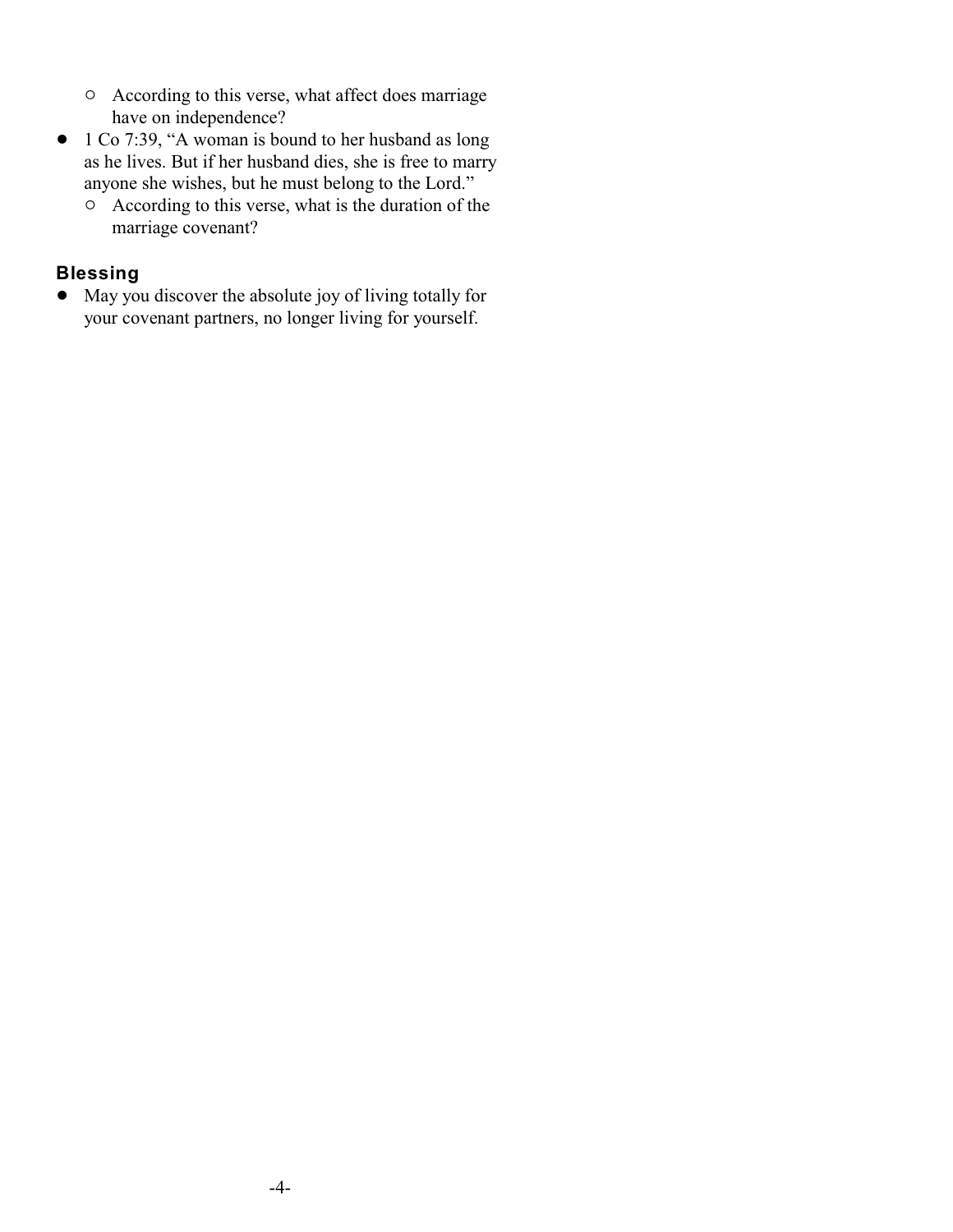- According to this verse, what affect does marriage have on independence?
- 1 Co 7:39, “A woman is bound to her husband as long as he lives. But if her husband dies, she is free to marry anyone she wishes, but he must belong to the Lord.”
  - According to this verse, what is the duration of the marriage covenant?

### Blessing

- May you discover the absolute joy of living totally for your covenant partners, no longer living for yourself.